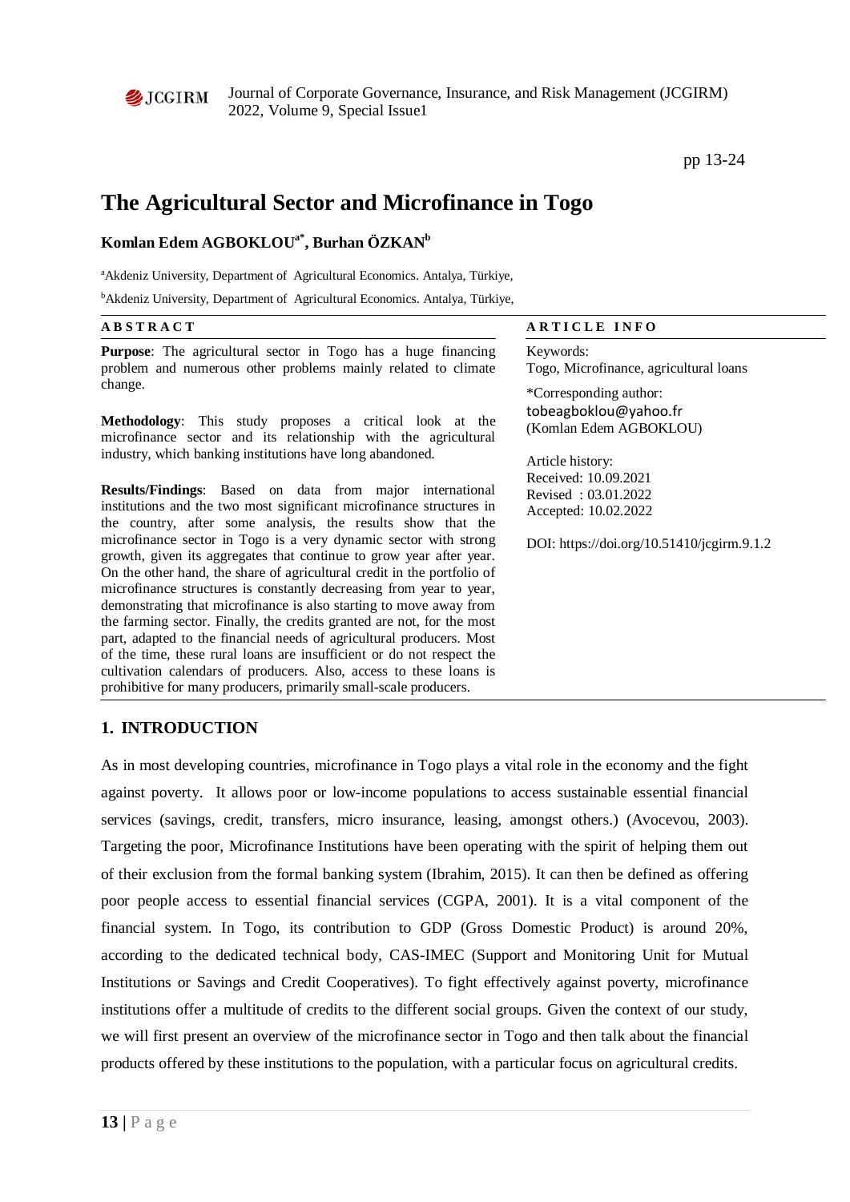# The Agricultural Sector and Microfinance in Togo

**Komlan Edem AGBOKLOU[a*], Burhan ÖZKAN[b]**

[a]Akdeniz University, Department of Agricultural Economics. Antalya, Türkiye,

[b]Akdeniz University, Department of Agricultural Economics. Antalya, Türkiye,

**ABSTRACT**

**Purpose**: The agricultural sector in Togo has a huge financing problem and numerous other problems mainly related to climate change.

**Methodology**: This study proposes a critical look at the microfinance sector and its relationship with the agricultural industry, which banking institutions have long abandoned.

**Results/Findings**: Based on data from major international institutions and the two most significant microfinance structures in the country, after some analysis, the results show that the microfinance sector in Togo is a very dynamic sector with strong growth, given its aggregates that continue to grow year after year. On the other hand, the share of agricultural credit in the portfolio of microfinance structures is constantly decreasing from year to year, demonstrating that microfinance is also starting to move away from the farming sector. Finally, the credits granted are not, for the most part, adapted to the financial needs of agricultural producers. Most of the time, these rural loans are insufficient or do not respect the cultivation calendars of producers. Also, access to these loans is prohibitive for many producers, primarily small-scale producers.

**ARTICLE INFO**

Keywords:
Togo, Microfinance, agricultural loans

*Corresponding author:
tobeagboklou@yahoo.fr
(Komlan Edem AGBOKLOU)

Article history:
Received: 10.09.2021
Revised : 03.01.2022
Accepted: 10.02.2022

DOI: https://doi.org/10.51410/jcgirm.9.1.2

## 1. INTRODUCTION

As in most developing countries, microfinance in Togo plays a vital role in the economy and the fight against poverty. It allows poor or low-income populations to access sustainable essential financial services (savings, credit, transfers, micro insurance, leasing, amongst others.) (Avocevou, 2003). Targeting the poor, Microfinance Institutions have been operating with the spirit of helping them out of their exclusion from the formal banking system (Ibrahim, 2015). It can then be defined as offering poor people access to essential financial services (CGPA, 2001). It is a vital component of the financial system. In Togo, its contribution to GDP (Gross Domestic Product) is around 20%, according to the dedicated technical body, CAS-IMEC (Support and Monitoring Unit for Mutual Institutions or Savings and Credit Cooperatives). To fight effectively against poverty, microfinance institutions offer a multitude of credits to the different social groups. Given the context of our study, we will first present an overview of the microfinance sector in Togo and then talk about the financial products offered by these institutions to the population, with a particular focus on agricultural credits.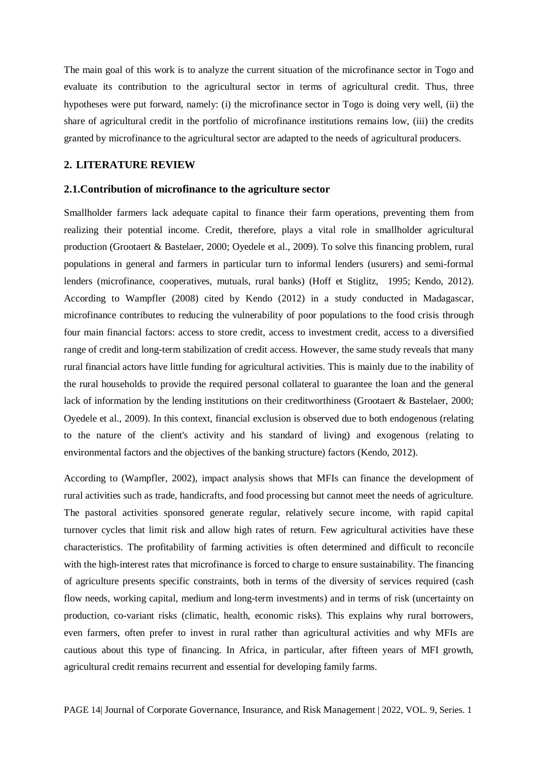The main goal of this work is to analyze the current situation of the microfinance sector in Togo and evaluate its contribution to the agricultural sector in terms of agricultural credit. Thus, three hypotheses were put forward, namely: (i) the microfinance sector in Togo is doing very well, (ii) the share of agricultural credit in the portfolio of microfinance institutions remains low, (iii) the credits granted by microfinance to the agricultural sector are adapted to the needs of agricultural producers.

## 2. LITERATURE REVIEW

### 2.1.Contribution of microfinance to the agriculture sector

Smallholder farmers lack adequate capital to finance their farm operations, preventing them from realizing their potential income. Credit, therefore, plays a vital role in smallholder agricultural production (Grootaert & Bastelaer, 2000; Oyedele et al., 2009). To solve this financing problem, rural populations in general and farmers in particular turn to informal lenders (usurers) and semi-formal lenders (microfinance, cooperatives, mutuals, rural banks) (Hoff et Stiglitz, 1995; Kendo, 2012). According to Wampfler (2008) cited by Kendo (2012) in a study conducted in Madagascar, microfinance contributes to reducing the vulnerability of poor populations to the food crisis through four main financial factors: access to store credit, access to investment credit, access to a diversified range of credit and long-term stabilization of credit access. However, the same study reveals that many rural financial actors have little funding for agricultural activities. This is mainly due to the inability of the rural households to provide the required personal collateral to guarantee the loan and the general lack of information by the lending institutions on their creditworthiness (Grootaert & Bastelaer, 2000; Oyedele et al., 2009). In this context, financial exclusion is observed due to both endogenous (relating to the nature of the client's activity and his standard of living) and exogenous (relating to environmental factors and the objectives of the banking structure) factors (Kendo, 2012).

According to (Wampfler, 2002), impact analysis shows that MFIs can finance the development of rural activities such as trade, handicrafts, and food processing but cannot meet the needs of agriculture. The pastoral activities sponsored generate regular, relatively secure income, with rapid capital turnover cycles that limit risk and allow high rates of return. Few agricultural activities have these characteristics. The profitability of farming activities is often determined and difficult to reconcile with the high-interest rates that microfinance is forced to charge to ensure sustainability. The financing of agriculture presents specific constraints, both in terms of the diversity of services required (cash flow needs, working capital, medium and long-term investments) and in terms of risk (uncertainty on production, co-variant risks (climatic, health, economic risks). This explains why rural borrowers, even farmers, often prefer to invest in rural rather than agricultural activities and why MFIs are cautious about this type of financing. In Africa, in particular, after fifteen years of MFI growth, agricultural credit remains recurrent and essential for developing family farms.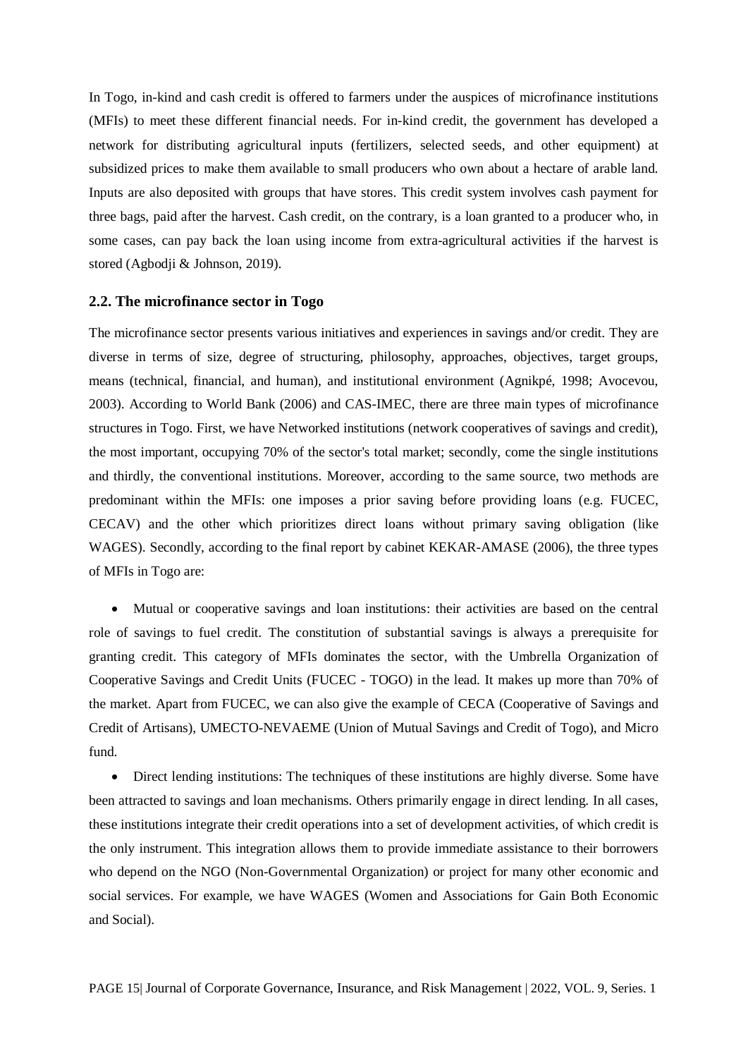In Togo, in-kind and cash credit is offered to farmers under the auspices of microfinance institutions (MFIs) to meet these different financial needs. For in-kind credit, the government has developed a network for distributing agricultural inputs (fertilizers, selected seeds, and other equipment) at subsidized prices to make them available to small producers who own about a hectare of arable land. Inputs are also deposited with groups that have stores. This credit system involves cash payment for three bags, paid after the harvest. Cash credit, on the contrary, is a loan granted to a producer who, in some cases, can pay back the loan using income from extra-agricultural activities if the harvest is stored (Agbodji & Johnson, 2019).

## 2.2. The microfinance sector in Togo

The microfinance sector presents various initiatives and experiences in savings and/or credit. They are diverse in terms of size, degree of structuring, philosophy, approaches, objectives, target groups, means (technical, financial, and human), and institutional environment (Agnikpé, 1998; Avocevou, 2003). According to World Bank (2006) and CAS-IMEC, there are three main types of microfinance structures in Togo. First, we have Networked institutions (network cooperatives of savings and credit), the most important, occupying 70% of the sector's total market; secondly, come the single institutions and thirdly, the conventional institutions. Moreover, according to the same source, two methods are predominant within the MFIs: one imposes a prior saving before providing loans (e.g. FUCEC, CECAV) and the other which prioritizes direct loans without primary saving obligation (like WAGES). Secondly, according to the final report by cabinet KEKAR-AMASE (2006), the three types of MFIs in Togo are:

- Mutual or cooperative savings and loan institutions: their activities are based on the central role of savings to fuel credit. The constitution of substantial savings is always a prerequisite for granting credit. This category of MFIs dominates the sector, with the Umbrella Organization of Cooperative Savings and Credit Units (FUCEC - TOGO) in the lead. It makes up more than 70% of the market. Apart from FUCEC, we can also give the example of CECA (Cooperative of Savings and Credit of Artisans), UMECTO-NEVAEME (Union of Mutual Savings and Credit of Togo), and Micro fund.
- Direct lending institutions: The techniques of these institutions are highly diverse. Some have been attracted to savings and loan mechanisms. Others primarily engage in direct lending. In all cases, these institutions integrate their credit operations into a set of development activities, of which credit is the only instrument. This integration allows them to provide immediate assistance to their borrowers who depend on the NGO (Non-Governmental Organization) or project for many other economic and social services. For example, we have WAGES (Women and Associations for Gain Both Economic and Social).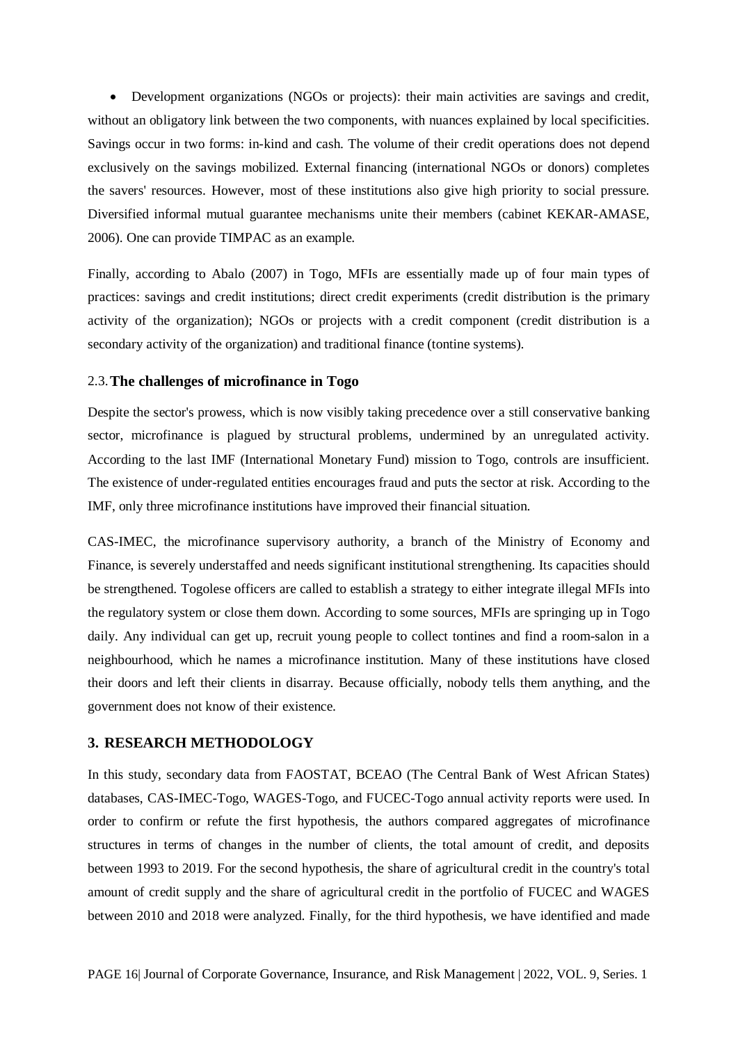- Development organizations (NGOs or projects): their main activities are savings and credit, without an obligatory link between the two components, with nuances explained by local specificities. Savings occur in two forms: in-kind and cash. The volume of their credit operations does not depend exclusively on the savings mobilized. External financing (international NGOs or donors) completes the savers' resources. However, most of these institutions also give high priority to social pressure. Diversified informal mutual guarantee mechanisms unite their members (cabinet KEKAR-AMASE, 2006). One can provide TIMPAC as an example.

Finally, according to Abalo (2007) in Togo, MFIs are essentially made up of four main types of practices: savings and credit institutions; direct credit experiments (credit distribution is the primary activity of the organization); NGOs or projects with a credit component (credit distribution is a secondary activity of the organization) and traditional finance (tontine systems).

### 2.3. The challenges of microfinance in Togo

Despite the sector's prowess, which is now visibly taking precedence over a still conservative banking sector, microfinance is plagued by structural problems, undermined by an unregulated activity. According to the last IMF (International Monetary Fund) mission to Togo, controls are insufficient. The existence of under-regulated entities encourages fraud and puts the sector at risk. According to the IMF, only three microfinance institutions have improved their financial situation.

CAS-IMEC, the microfinance supervisory authority, a branch of the Ministry of Economy and Finance, is severely understaffed and needs significant institutional strengthening. Its capacities should be strengthened. Togolese officers are called to establish a strategy to either integrate illegal MFIs into the regulatory system or close them down. According to some sources, MFIs are springing up in Togo daily. Any individual can get up, recruit young people to collect tontines and find a room-salon in a neighbourhood, which he names a microfinance institution. Many of these institutions have closed their doors and left their clients in disarray. Because officially, nobody tells them anything, and the government does not know of their existence.

## 3. RESEARCH METHODOLOGY

In this study, secondary data from FAOSTAT, BCEAO (The Central Bank of West African States) databases, CAS-IMEC-Togo, WAGES-Togo, and FUCEC-Togo annual activity reports were used. In order to confirm or refute the first hypothesis, the authors compared aggregates of microfinance structures in terms of changes in the number of clients, the total amount of credit, and deposits between 1993 to 2019. For the second hypothesis, the share of agricultural credit in the country's total amount of credit supply and the share of agricultural credit in the portfolio of FUCEC and WAGES between 2010 and 2018 were analyzed. Finally, for the third hypothesis, we have identified and made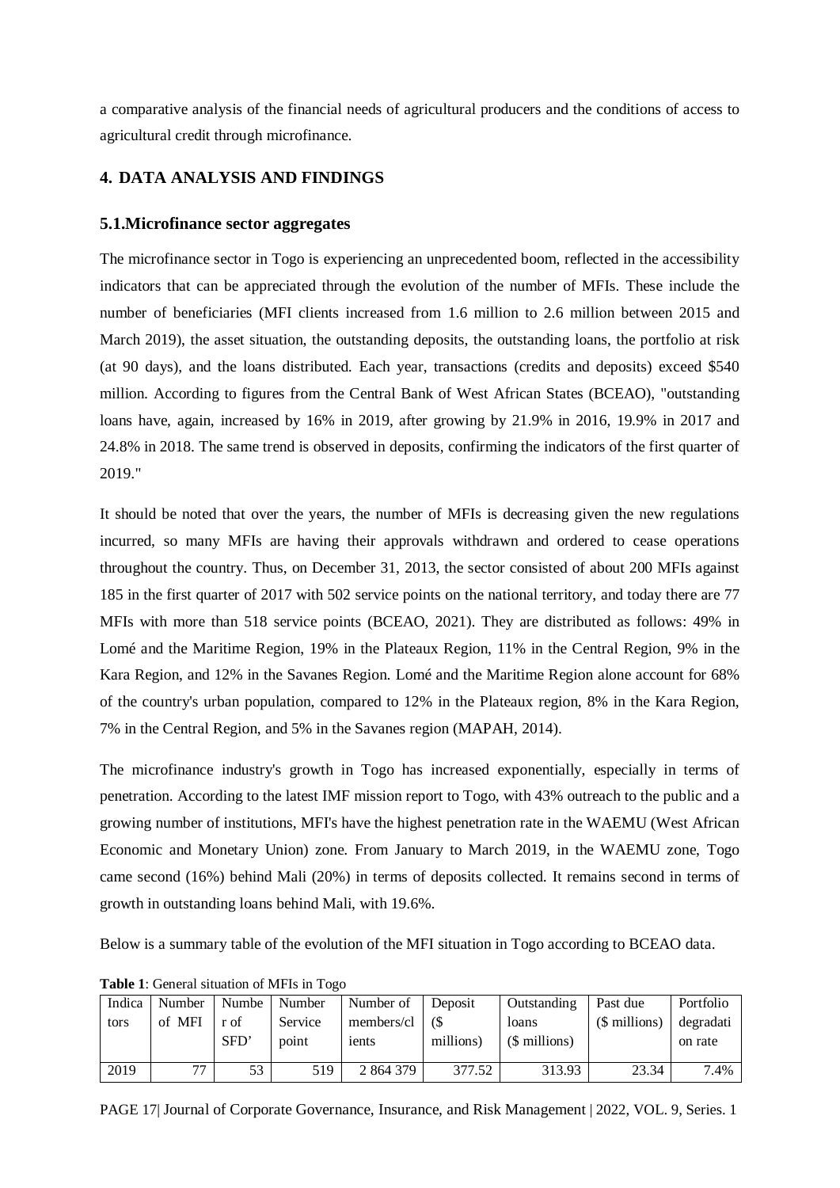a comparative analysis of the financial needs of agricultural producers and the conditions of access to agricultural credit through microfinance.

## 4. DATA ANALYSIS AND FINDINGS

### 5.1.Microfinance sector aggregates

The microfinance sector in Togo is experiencing an unprecedented boom, reflected in the accessibility indicators that can be appreciated through the evolution of the number of MFIs. These include the number of beneficiaries (MFI clients increased from 1.6 million to 2.6 million between 2015 and March 2019), the asset situation, the outstanding deposits, the outstanding loans, the portfolio at risk (at 90 days), and the loans distributed. Each year, transactions (credits and deposits) exceed $540 million. According to figures from the Central Bank of West African States (BCEAO), "outstanding loans have, again, increased by 16% in 2019, after growing by 21.9% in 2016, 19.9% in 2017 and 24.8% in 2018. The same trend is observed in deposits, confirming the indicators of the first quarter of 2019."

It should be noted that over the years, the number of MFIs is decreasing given the new regulations incurred, so many MFIs are having their approvals withdrawn and ordered to cease operations throughout the country. Thus, on December 31, 2013, the sector consisted of about 200 MFIs against 185 in the first quarter of 2017 with 502 service points on the national territory, and today there are 77 MFIs with more than 518 service points (BCEAO, 2021). They are distributed as follows: 49% in Lomé and the Maritime Region, 19% in the Plateaux Region, 11% in the Central Region, 9% in the Kara Region, and 12% in the Savanes Region. Lomé and the Maritime Region alone account for 68% of the country's urban population, compared to 12% in the Plateaux region, 8% in the Kara Region, 7% in the Central Region, and 5% in the Savanes region (MAPAH, 2014).

The microfinance industry's growth in Togo has increased exponentially, especially in terms of penetration. According to the latest IMF mission report to Togo, with 43% outreach to the public and a growing number of institutions, MFI's have the highest penetration rate in the WAEMU (West African Economic and Monetary Union) zone. From January to March 2019, in the WAEMU zone, Togo came second (16%) behind Mali (20%) in terms of deposits collected. It remains second in terms of growth in outstanding loans behind Mali, with 19.6%.

Below is a summary table of the evolution of the MFI situation in Togo according to BCEAO data.

**Table 1**: General situation of MFIs in Togo

| Indicators | Number of MFI | Number of SFD' | Number Service point | Number of members/clients | Deposit ($ millions) | Outstanding loans ($ millions) | Past due ($ millions) | Portfolio degradation rate |
|---|---|---|---|---|---|---|---|---|
| 2019 | 77 | 53 | 519 | 2 864 379 | 377.52 | 313.93 | 23.34 | 7.4% |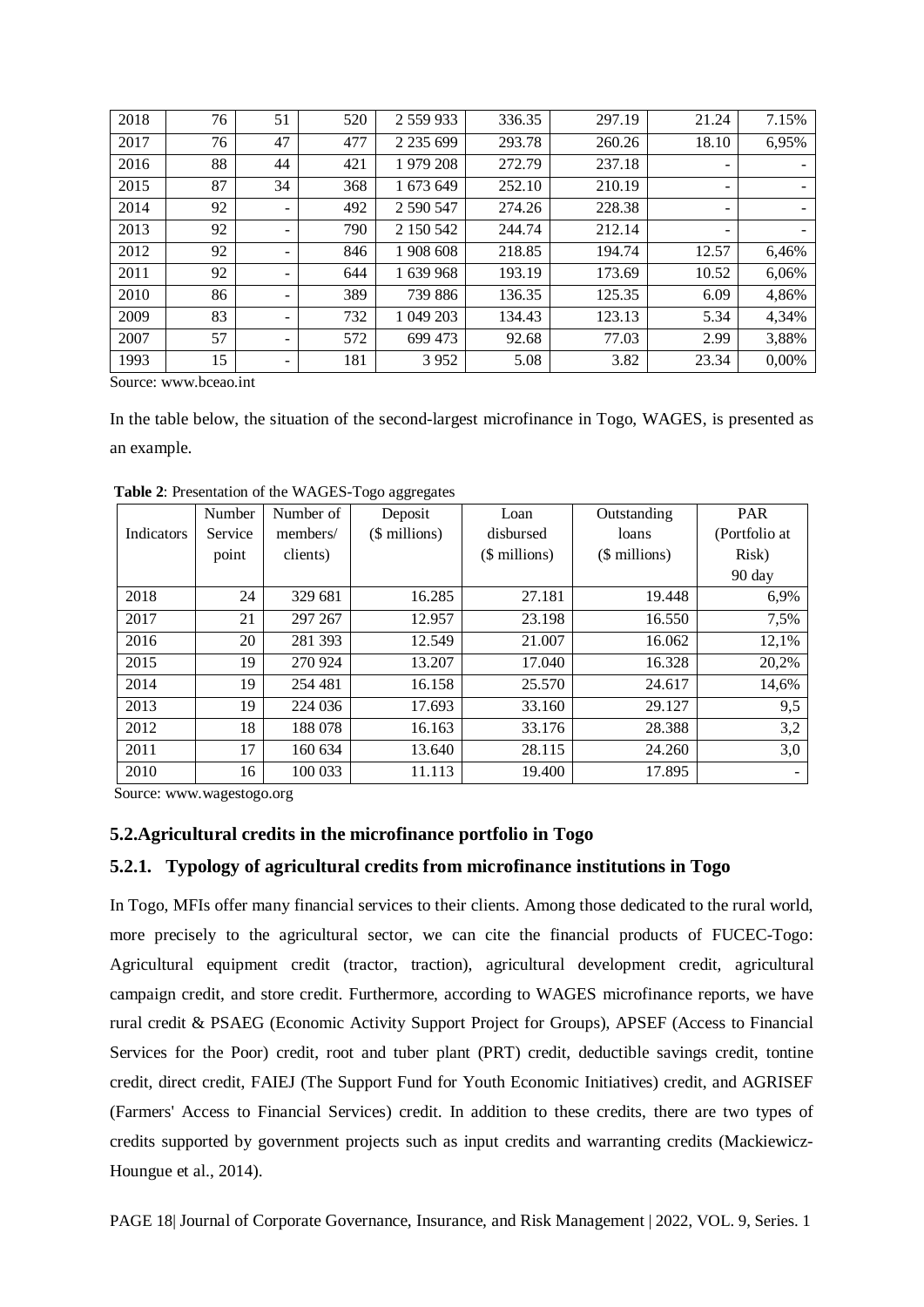| 2018 | 76 | 51 | 520 | 2 559 933 | 336.35 | 297.19 | 21.24 | 7.15% |
|---|---|---|---|---|---|---|---|---|
| 2017 | 76 | 47 | 477 | 2 235 699 | 293.78 | 260.26 | 18.10 | 6,95% |
| 2016 | 88 | 44 | 421 | 1 979 208 | 272.79 | 237.18 | - | - |
| 2015 | 87 | 34 | 368 | 1 673 649 | 252.10 | 210.19 | - | - |
| 2014 | 92 | - | 492 | 2 590 547 | 274.26 | 228.38 | - | - |
| 2013 | 92 | - | 790 | 2 150 542 | 244.74 | 212.14 | - | - |
| 2012 | 92 | - | 846 | 1 908 608 | 218.85 | 194.74 | 12.57 | 6,46% |
| 2011 | 92 | - | 644 | 1 639 968 | 193.19 | 173.69 | 10.52 | 6,06% |
| 2010 | 86 | - | 389 | 739 886 | 136.35 | 125.35 | 6.09 | 4,86% |
| 2009 | 83 | - | 732 | 1 049 203 | 134.43 | 123.13 | 5.34 | 4,34% |
| 2007 | 57 | - | 572 | 699 473 | 92.68 | 77.03 | 2.99 | 3,88% |
| 1993 | 15 | - | 181 | 3 952 | 5.08 | 3.82 | 23.34 | 0,00% |

Source: www.bceao.int

In the table below, the situation of the second-largest microfinance in Togo, WAGES, is presented as an example.

**Table 2**: Presentation of the WAGES-Togo aggregates

| Indicators | Number Service point | Number of members/ clients) | Deposit ($ millions) | Loan disbursed ($ millions) | Outstanding loans ($ millions) | PAR (Portfolio at Risk) 90 day |
|---|---|---|---|---|---|---|
| 2018 | 24 | 329 681 | 16.285 | 27.181 | 19.448 | 6,9% |
| 2017 | 21 | 297 267 | 12.957 | 23.198 | 16.550 | 7,5% |
| 2016 | 20 | 281 393 | 12.549 | 21.007 | 16.062 | 12,1% |
| 2015 | 19 | 270 924 | 13.207 | 17.040 | 16.328 | 20,2% |
| 2014 | 19 | 254 481 | 16.158 | 25.570 | 24.617 | 14,6% |
| 2013 | 19 | 224 036 | 17.693 | 33.160 | 29.127 | 9,5 |
| 2012 | 18 | 188 078 | 16.163 | 33.176 | 28.388 | 3,2 |
| 2011 | 17 | 160 634 | 13.640 | 28.115 | 24.260 | 3,0 |
| 2010 | 16 | 100 033 | 11.113 | 19.400 | 17.895 | - |

Source: www.wagestogo.org

### 5.2. Agricultural credits in the microfinance portfolio in Togo

#### 5.2.1. Typology of agricultural credits from microfinance institutions in Togo

In Togo, MFIs offer many financial services to their clients. Among those dedicated to the rural world, more precisely to the agricultural sector, we can cite the financial products of FUCEC-Togo: Agricultural equipment credit (tractor, traction), agricultural development credit, agricultural campaign credit, and store credit. Furthermore, according to WAGES microfinance reports, we have rural credit & PSAEG (Economic Activity Support Project for Groups), APSEF (Access to Financial Services for the Poor) credit, root and tuber plant (PRT) credit, deductible savings credit, tontine credit, direct credit, FAIEJ (The Support Fund for Youth Economic Initiatives) credit, and AGRISEF (Farmers' Access to Financial Services) credit. In addition to these credits, there are two types of credits supported by government projects such as input credits and warranting credits (Mackiewicz-Houngue et al., 2014).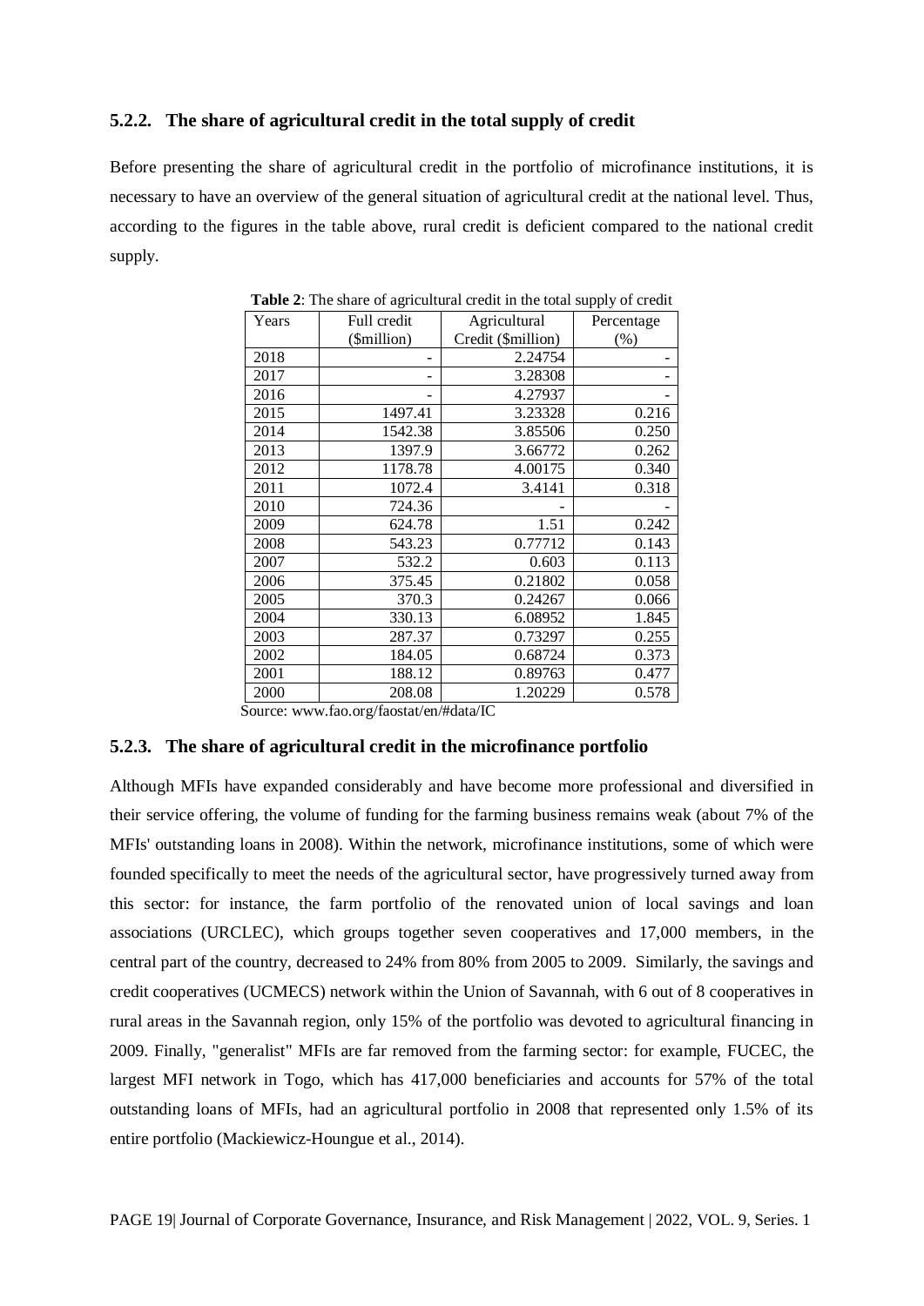### 5.2.2. The share of agricultural credit in the total supply of credit

Before presenting the share of agricultural credit in the portfolio of microfinance institutions, it is necessary to have an overview of the general situation of agricultural credit at the national level. Thus, according to the figures in the table above, rural credit is deficient compared to the national credit supply.

**Table 2**: The share of agricultural credit in the total supply of credit

| Years | Full credit ($million) | Agricultural Credit ($million) | Percentage (%) |
|---|---|---|---|
| 2018 | - | 2.24754 | - |
| 2017 | - | 3.28308 | - |
| 2016 | - | 4.27937 | - |
| 2015 | 1497.41 | 3.23328 | 0.216 |
| 2014 | 1542.38 | 3.85506 | 0.250 |
| 2013 | 1397.9 | 3.66772 | 0.262 |
| 2012 | 1178.78 | 4.00175 | 0.340 |
| 2011 | 1072.4 | 3.4141 | 0.318 |
| 2010 | 724.36 | - | - |
| 2009 | 624.78 | 1.51 | 0.242 |
| 2008 | 543.23 | 0.77712 | 0.143 |
| 2007 | 532.2 | 0.603 | 0.113 |
| 2006 | 375.45 | 0.21802 | 0.058 |
| 2005 | 370.3 | 0.24267 | 0.066 |
| 2004 | 330.13 | 6.08952 | 1.845 |
| 2003 | 287.37 | 0.73297 | 0.255 |
| 2002 | 184.05 | 0.68724 | 0.373 |
| 2001 | 188.12 | 0.89763 | 0.477 |
| 2000 | 208.08 | 1.20229 | 0.578 |

Source: www.fao.org/faostat/en/#data/IC

### 5.2.3. The share of agricultural credit in the microfinance portfolio

Although MFIs have expanded considerably and have become more professional and diversified in their service offering, the volume of funding for the farming business remains weak (about 7% of the MFIs' outstanding loans in 2008). Within the network, microfinance institutions, some of which were founded specifically to meet the needs of the agricultural sector, have progressively turned away from this sector: for instance, the farm portfolio of the renovated union of local savings and loan associations (URCLEC), which groups together seven cooperatives and 17,000 members, in the central part of the country, decreased to 24% from 80% from 2005 to 2009. Similarly, the savings and credit cooperatives (UCMECS) network within the Union of Savannah, with 6 out of 8 cooperatives in rural areas in the Savannah region, only 15% of the portfolio was devoted to agricultural financing in 2009. Finally, "generalist" MFIs are far removed from the farming sector: for example, FUCEC, the largest MFI network in Togo, which has 417,000 beneficiaries and accounts for 57% of the total outstanding loans of MFIs, had an agricultural portfolio in 2008 that represented only 1.5% of its entire portfolio (Mackiewicz-Houngue et al., 2014).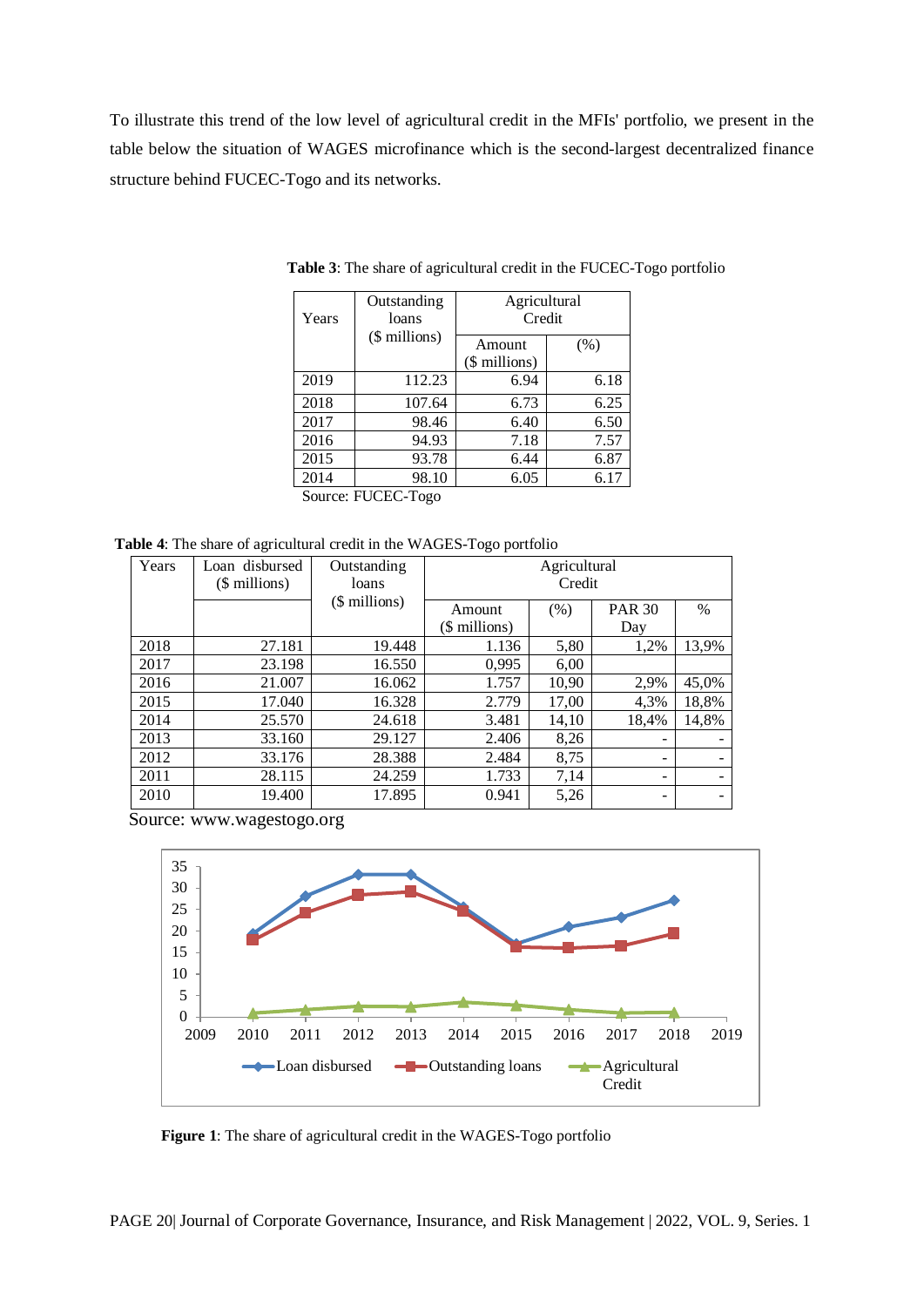To illustrate this trend of the low level of agricultural credit in the MFIs' portfolio, we present in the table below the situation of WAGES microfinance which is the second-largest decentralized finance structure behind FUCEC-Togo and its networks.

**Table 3**: The share of agricultural credit in the FUCEC-Togo portfolio

| Years | Outstanding loans ($ millions) | Agricultural Credit | |
|---|---|---|---|
| | | Amount ($ millions) | (%) |
| 2019 | 112.23 | 6.94 | 6.18 |
| 2018 | 107.64 | 6.73 | 6.25 |
| 2017 | 98.46 | 6.40 | 6.50 |
| 2016 | 94.93 | 7.18 | 7.57 |
| 2015 | 93.78 | 6.44 | 6.87 |
| 2014 | 98.10 | 6.05 | 6.17 |

Source: FUCEC-Togo

**Table 4**: The share of agricultural credit in the WAGES-Togo portfolio

| Years | Loan disbursed ($ millions) | Outstanding loans ($ millions) | Agricultural Credit | | | |
|---|---|---|---|---|---|---|
| | | | Amount ($ millions) | (%) | PAR 30 Day | % |
| 2018 | 27.181 | 19.448 | 1.136 | 5,80 | 1,2% | 13,9% |
| 2017 | 23.198 | 16.550 | 0,995 | 6,00 | | |
| 2016 | 21.007 | 16.062 | 1.757 | 10,90 | 2,9% | 45,0% |
| 2015 | 17.040 | 16.328 | 2.779 | 17,00 | 4,3% | 18,8% |
| 2014 | 25.570 | 24.618 | 3.481 | 14,10 | 18,4% | 14,8% |
| 2013 | 33.160 | 29.127 | 2.406 | 8,26 | - | - |
| 2012 | 33.176 | 28.388 | 2.484 | 8,75 | - | - |
| 2011 | 28.115 | 24.259 | 1.733 | 7,14 | - | - |
| 2010 | 19.400 | 17.895 | 0.941 | 5,26 | - | - |

Source: www.wagestogo.org

**Figure 1**: The share of agricultural credit in the WAGES-Togo portfolio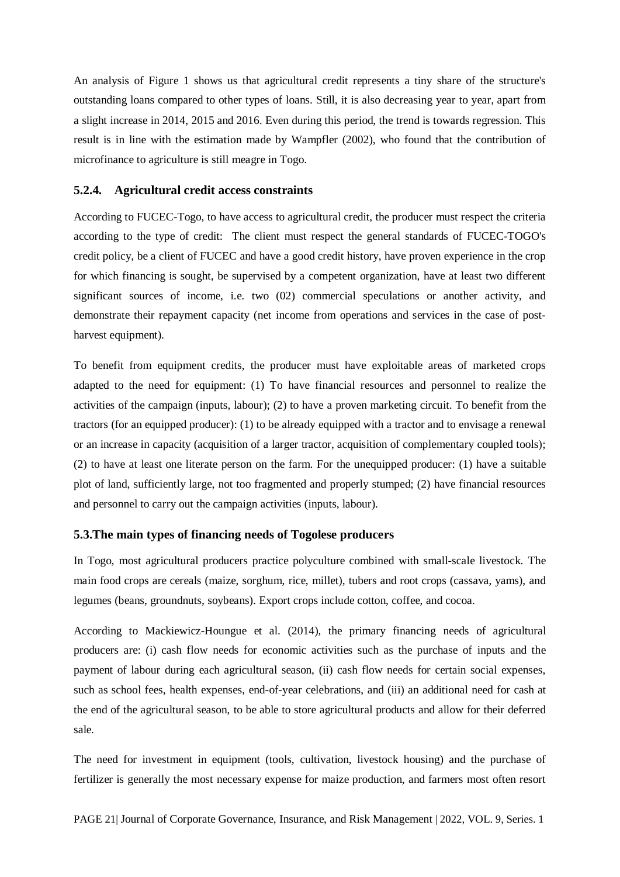An analysis of Figure 1 shows us that agricultural credit represents a tiny share of the structure's outstanding loans compared to other types of loans. Still, it is also decreasing year to year, apart from a slight increase in 2014, 2015 and 2016. Even during this period, the trend is towards regression. This result is in line with the estimation made by Wampfler (2002), who found that the contribution of microfinance to agriculture is still meagre in Togo.

### 5.2.4. Agricultural credit access constraints

According to FUCEC-Togo, to have access to agricultural credit, the producer must respect the criteria according to the type of credit: The client must respect the general standards of FUCEC-TOGO's credit policy, be a client of FUCEC and have a good credit history, have proven experience in the crop for which financing is sought, be supervised by a competent organization, have at least two different significant sources of income, i.e. two (02) commercial speculations or another activity, and demonstrate their repayment capacity (net income from operations and services in the case of post-harvest equipment).

To benefit from equipment credits, the producer must have exploitable areas of marketed crops adapted to the need for equipment: (1) To have financial resources and personnel to realize the activities of the campaign (inputs, labour); (2) to have a proven marketing circuit. To benefit from the tractors (for an equipped producer): (1) to be already equipped with a tractor and to envisage a renewal or an increase in capacity (acquisition of a larger tractor, acquisition of complementary coupled tools); (2) to have at least one literate person on the farm. For the unequipped producer: (1) have a suitable plot of land, sufficiently large, not too fragmented and properly stumped; (2) have financial resources and personnel to carry out the campaign activities (inputs, labour).

## 5.3. The main types of financing needs of Togolese producers

In Togo, most agricultural producers practice polyculture combined with small-scale livestock. The main food crops are cereals (maize, sorghum, rice, millet), tubers and root crops (cassava, yams), and legumes (beans, groundnuts, soybeans). Export crops include cotton, coffee, and cocoa.

According to Mackiewicz-Houngue et al. (2014), the primary financing needs of agricultural producers are: (i) cash flow needs for economic activities such as the purchase of inputs and the payment of labour during each agricultural season, (ii) cash flow needs for certain social expenses, such as school fees, health expenses, end-of-year celebrations, and (iii) an additional need for cash at the end of the agricultural season, to be able to store agricultural products and allow for their deferred sale.

The need for investment in equipment (tools, cultivation, livestock housing) and the purchase of fertilizer is generally the most necessary expense for maize production, and farmers most often resort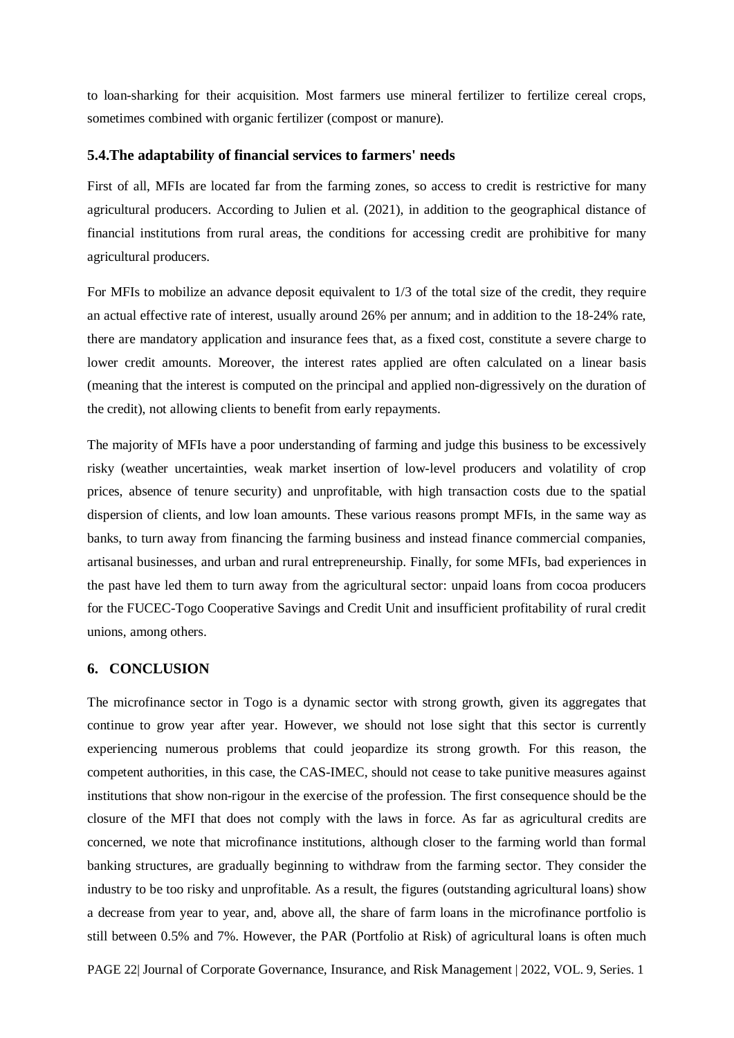to loan-sharking for their acquisition. Most farmers use mineral fertilizer to fertilize cereal crops, sometimes combined with organic fertilizer (compost or manure).

### 5.4.The adaptability of financial services to farmers' needs

First of all, MFIs are located far from the farming zones, so access to credit is restrictive for many agricultural producers. According to Julien et al. (2021), in addition to the geographical distance of financial institutions from rural areas, the conditions for accessing credit are prohibitive for many agricultural producers.

For MFIs to mobilize an advance deposit equivalent to 1/3 of the total size of the credit, they require an actual effective rate of interest, usually around 26% per annum; and in addition to the 18-24% rate, there are mandatory application and insurance fees that, as a fixed cost, constitute a severe charge to lower credit amounts. Moreover, the interest rates applied are often calculated on a linear basis (meaning that the interest is computed on the principal and applied non-digressively on the duration of the credit), not allowing clients to benefit from early repayments.

The majority of MFIs have a poor understanding of farming and judge this business to be excessively risky (weather uncertainties, weak market insertion of low-level producers and volatility of crop prices, absence of tenure security) and unprofitable, with high transaction costs due to the spatial dispersion of clients, and low loan amounts. These various reasons prompt MFIs, in the same way as banks, to turn away from financing the farming business and instead finance commercial companies, artisanal businesses, and urban and rural entrepreneurship. Finally, for some MFIs, bad experiences in the past have led them to turn away from the agricultural sector: unpaid loans from cocoa producers for the FUCEC-Togo Cooperative Savings and Credit Unit and insufficient profitability of rural credit unions, among others.

## 6. CONCLUSION

The microfinance sector in Togo is a dynamic sector with strong growth, given its aggregates that continue to grow year after year. However, we should not lose sight that this sector is currently experiencing numerous problems that could jeopardize its strong growth. For this reason, the competent authorities, in this case, the CAS-IMEC, should not cease to take punitive measures against institutions that show non-rigour in the exercise of the profession. The first consequence should be the closure of the MFI that does not comply with the laws in force. As far as agricultural credits are concerned, we note that microfinance institutions, although closer to the farming world than formal banking structures, are gradually beginning to withdraw from the farming sector. They consider the industry to be too risky and unprofitable. As a result, the figures (outstanding agricultural loans) show a decrease from year to year, and, above all, the share of farm loans in the microfinance portfolio is still between 0.5% and 7%. However, the PAR (Portfolio at Risk) of agricultural loans is often much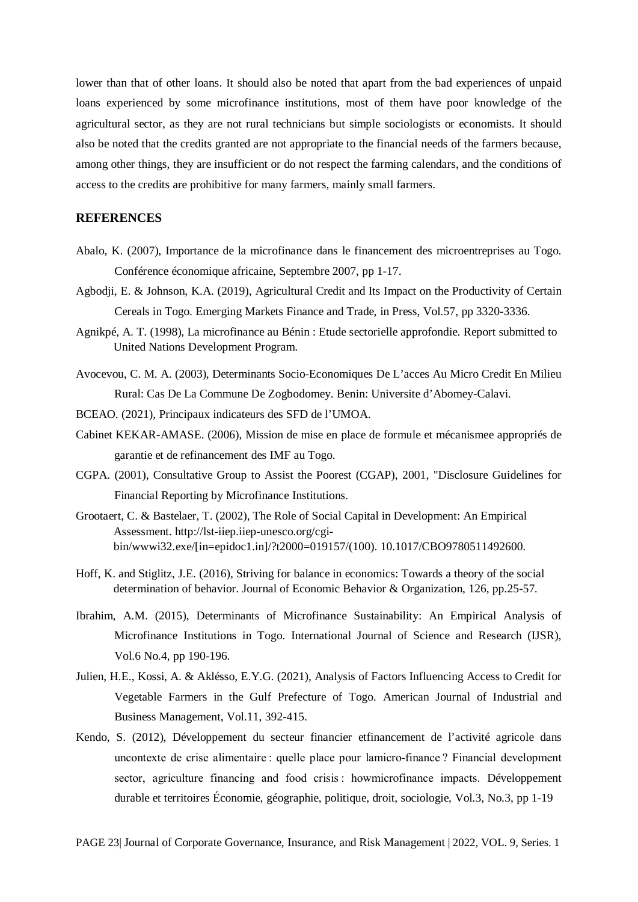lower than that of other loans. It should also be noted that apart from the bad experiences of unpaid loans experienced by some microfinance institutions, most of them have poor knowledge of the agricultural sector, as they are not rural technicians but simple sociologists or economists. It should also be noted that the credits granted are not appropriate to the financial needs of the farmers because, among other things, they are insufficient or do not respect the farming calendars, and the conditions of access to the credits are prohibitive for many farmers, mainly small farmers.

## REFERENCES

Abalo, K. (2007), Importance de la microfinance dans le financement des microentreprises au Togo. Conférence économique africaine, Septembre 2007, pp 1-17.

Agbodji, E. & Johnson, K.A. (2019), Agricultural Credit and Its Impact on the Productivity of Certain Cereals in Togo. Emerging Markets Finance and Trade, in Press, Vol.57, pp 3320-3336.

Agnikpé, A. T. (1998), La microfinance au Bénin : Etude sectorielle approfondie. Report submitted to United Nations Development Program.

Avocevou, C. M. A. (2003), Determinants Socio-Economiques De L'acces Au Micro Credit En Milieu Rural: Cas De La Commune De Zogbodomey. Benin: Universite d'Abomey-Calavi.

BCEAO. (2021), Principaux indicateurs des SFD de l'UMOA.

Cabinet KEKAR-AMASE. (2006), Mission de mise en place de formule et mécanismee appropriés de garantie et de refinancement des IMF au Togo.

CGPA. (2001), Consultative Group to Assist the Poorest (CGAP), 2001, "Disclosure Guidelines for Financial Reporting by Microfinance Institutions.

Grootaert, C. & Bastelaer, T. (2002), The Role of Social Capital in Development: An Empirical Assessment. http://lst-iiep.iiep-unesco.org/cgi-bin/wwwi32.exe/[in=epidoc1.in]/?t2000=019157/(100). 10.1017/CBO9780511492600.

Hoff, K. and Stiglitz, J.E. (2016), Striving for balance in economics: Towards a theory of the social determination of behavior. Journal of Economic Behavior & Organization, 126, pp.25-57.

Ibrahim, A.M. (2015), Determinants of Microfinance Sustainability: An Empirical Analysis of Microfinance Institutions in Togo. International Journal of Science and Research (IJSR), Vol.6 No.4, pp 190-196.

Julien, H.E., Kossi, A. & Aklésso, E.Y.G. (2021), Analysis of Factors Influencing Access to Credit for Vegetable Farmers in the Gulf Prefecture of Togo. American Journal of Industrial and Business Management, Vol.11, 392-415.

Kendo, S. (2012), Développement du secteur financier etfinancement de l'activité agricole dans uncontexte de crise alimentaire : quelle place pour lamicro-finance ? Financial development sector, agriculture financing and food crisis : howmicrofinance impacts. Développement durable et territoires Économie, géographie, politique, droit, sociologie, Vol.3, No.3, pp 1-19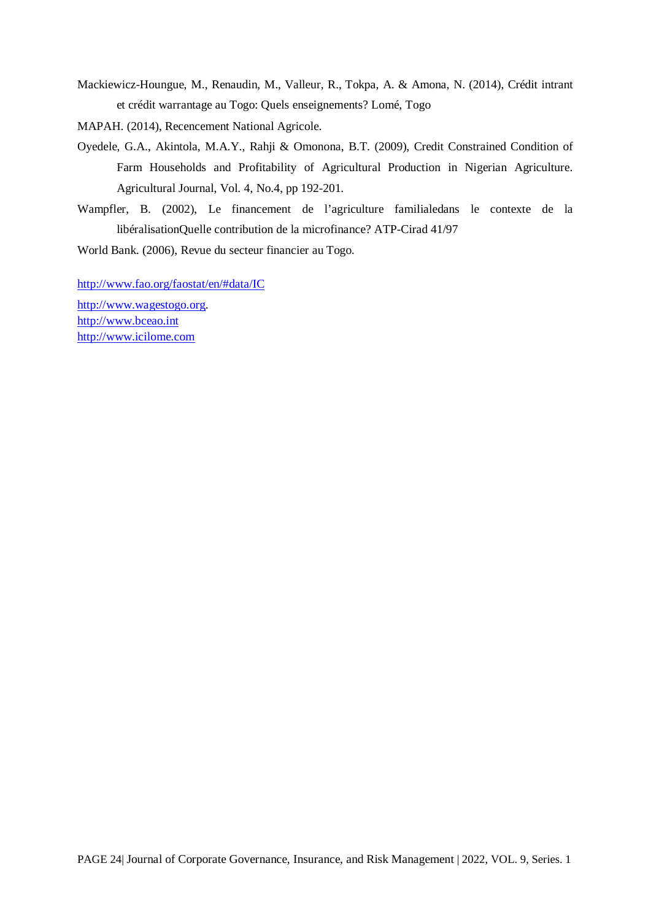Mackiewicz-Houngue, M., Renaudin, M., Valleur, R., Tokpa, A. & Amona, N. (2014), Crédit intrant et crédit warrantage au Togo: Quels enseignements? Lomé, Togo

MAPAH. (2014), Recencement National Agricole.

Oyedele, G.A., Akintola, M.A.Y., Rahji & Omonona, B.T. (2009), Credit Constrained Condition of Farm Households and Profitability of Agricultural Production in Nigerian Agriculture. Agricultural Journal, Vol. 4, No.4, pp 192-201.

Wampfler, B. (2002), Le financement de l'agriculture familialedans le contexte de la libéralisationQuelle contribution de la microfinance? ATP-Cirad 41/97

World Bank. (2006), Revue du secteur financier au Togo.

http://www.fao.org/faostat/en/#data/IC

http://www.wagestogo.org.
http://www.bceao.int
http://www.icilome.com